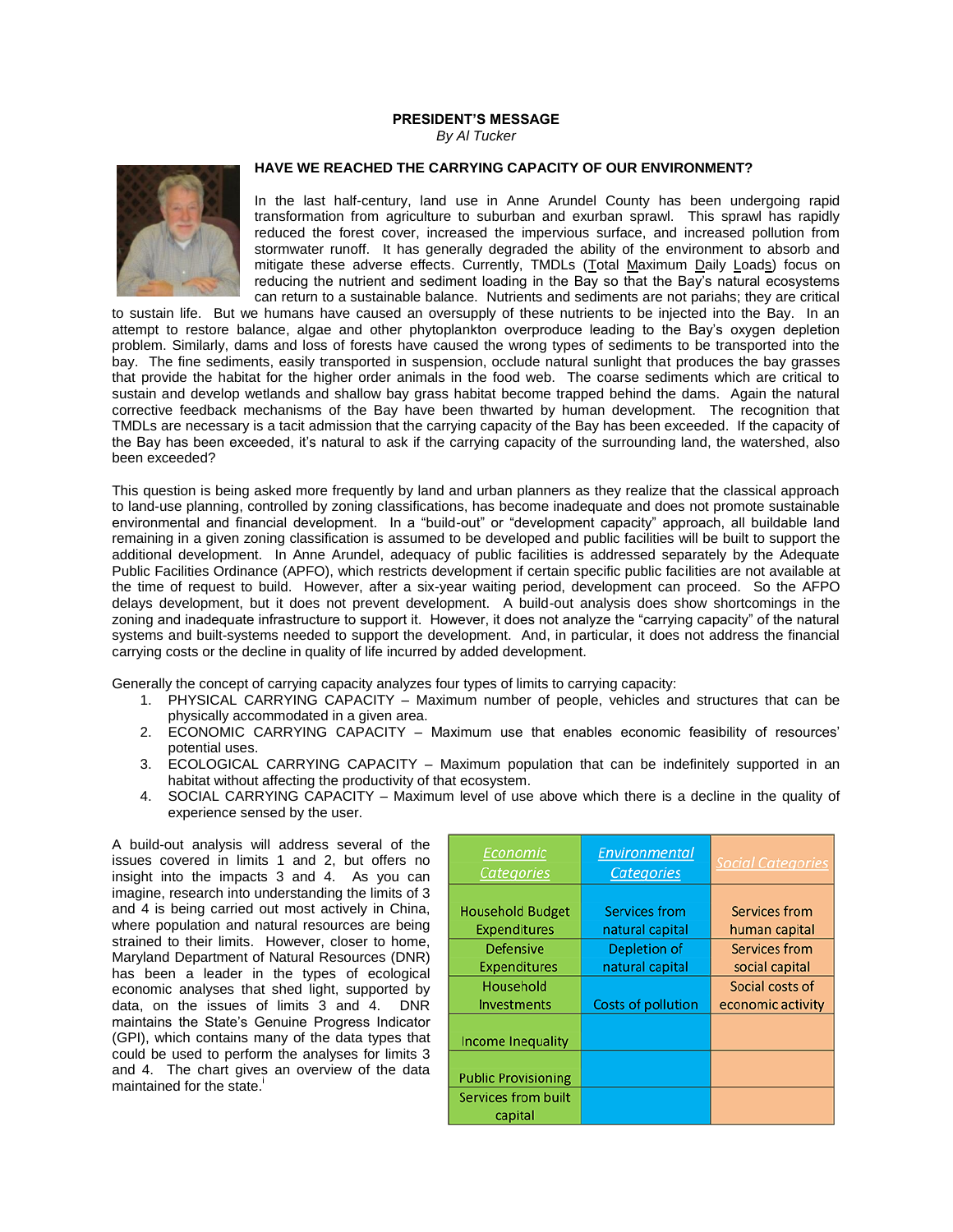**PRESIDENT'S MESSAGE**

*By Al Tucker*

## HAVE WE REACHED THE CARRYING CAPACITY OF OUR ENVIRONMENT?

In the last half-century, land use in Anne Arundel County has been undergoing rapid transformation from agriculture to suburban and exurban sprawl. This sprawl has rapidly reduced the forest cover, increased the impervious surface, and increased pollution from stormwater runoff. It has generally degraded the ability of the environment to absorb and mitigate these adverse effects. Currently, TMDLs (Total Maximum Daily Loads) focus on reducing the nutrient and sediment loading in the Bay so that the Bay's natural ecosystems can return to a sustainable balance. Nutrients and sediments are not pariahs; they are critical to sustain life. But we humans have caused an oversupply of these nutrients to be injected into the Bay. In an attempt to restore balance, algae and other phytoplankton overproduce leading to the Bay's oxygen depletion problem. Similarly, dams and loss of forests have caused the wrong types of sediments to be transported into the bay. The fine sediments, easily transported in suspension, occlude natural sunlight that produces the bay grasses that provide the habitat for the higher order animals in the food web. The coarse sediments which are critical to sustain and develop wetlands and shallow bay grass habitat become trapped behind the dams. Again the natural corrective feedback mechanisms of the Bay have been thwarted by human development. The recognition that TMDLs are necessary is a tacit admission that the carrying capacity of the Bay has been exceeded. If the capacity of the Bay has been exceeded, it's natural to ask if the carrying capacity of the surrounding land, the watershed, also been exceeded?

This question is being asked more frequently by land and urban planners as they realize that the classical approach to land-use planning, controlled by zoning classifications, has become inadequate and does not promote sustainable environmental and financial development. In a "build-out" or "development capacity" approach, all buildable land remaining in a given zoning classification is assumed to be developed and public facilities will be built to support the additional development. In Anne Arundel, adequacy of public facilities is addressed separately by the Adequate Public Facilities Ordinance (APFO), which restricts development if certain specific public facilities are not available at the time of request to build. However, after a six-year waiting period, development can proceed. So the AFPO delays development, but it does not prevent development. A build-out analysis does show shortcomings in the zoning and inadequate infrastructure to support it. However, it does not analyze the "carrying capacity" of the natural systems and built-systems needed to support the development. And, in particular, it does not address the financial carrying costs or the decline in quality of life incurred by added development.

Generally the concept of carrying capacity analyzes four types of limits to carrying capacity:

1. PHYSICAL CARRYING CAPACITY – Maximum number of people, vehicles and structures that can be physically accommodated in a given area.
2. ECONOMIC CARRYING CAPACITY – Maximum use that enables economic feasibility of resources' potential uses.
3. ECOLOGICAL CARRYING CAPACITY – Maximum population that can be indefinitely supported in an habitat without affecting the productivity of that ecosystem.
4. SOCIAL CARRYING CAPACITY – Maximum level of use above which there is a decline in the quality of experience sensed by the user.

A build-out analysis will address several of the issues covered in limits 1 and 2, but offers no insight into the impacts 3 and 4. As you can imagine, research into understanding the limits of 3 and 4 is being carried out most actively in China, where population and natural resources are being strained to their limits. However, closer to home, Maryland Department of Natural Resources (DNR) has been a leader in the types of ecological economic analyses that shed light, supported by data, on the issues of limits 3 and 4. DNR maintains the State's Genuine Progress Indicator (GPI), which contains many of the data types that could be used to perform the analyses for limits 3 and 4. The chart gives an overview of the data maintained for the state.[i]

| Economic Categories | Environmental Categories | Social Categories |
|---|---|---|
| Household Budget Expenditures | Services from natural capital | Services from human capital |
| Defensive Expenditures | Depletion of natural capital | Services from social capital |
| Household Investments | Costs of pollution | Social costs of economic activity |
| Income Inequality | | |
| Public Provisioning | | |
| Services from built capital | | |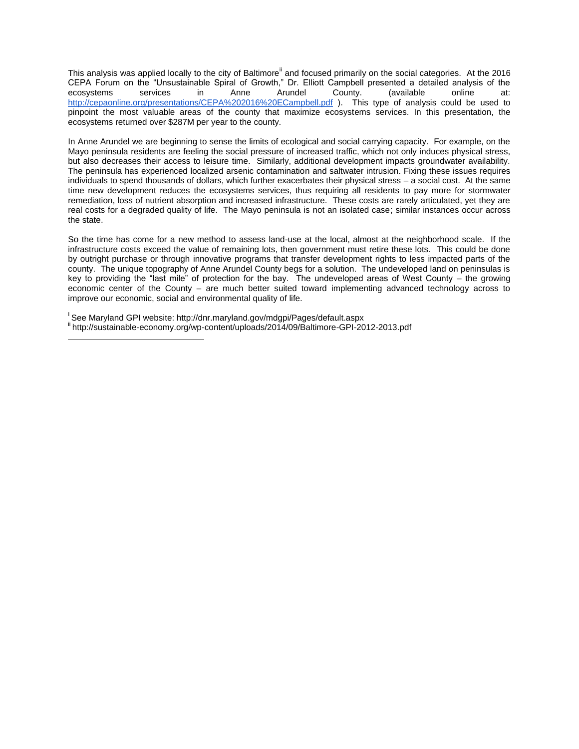This analysis was applied locally to the city of Baltimore[ii] and focused primarily on the social categories. At the 2016 CEPA Forum on the "Unsustainable Spiral of Growth," Dr. Elliott Campbell presented a detailed analysis of the ecosystems services in Anne Arundel County. (available online at: http://cepaonline.org/presentations/CEPA%202016%20ECampbell.pdf ). This type of analysis could be used to pinpoint the most valuable areas of the county that maximize ecosystems services. In this presentation, the ecosystems returned over $287M per year to the county.

In Anne Arundel we are beginning to sense the limits of ecological and social carrying capacity. For example, on the Mayo peninsula residents are feeling the social pressure of increased traffic, which not only induces physical stress, but also decreases their access to leisure time. Similarly, additional development impacts groundwater availability. The peninsula has experienced localized arsenic contamination and saltwater intrusion. Fixing these issues requires individuals to spend thousands of dollars, which further exacerbates their physical stress – a social cost. At the same time new development reduces the ecosystems services, thus requiring all residents to pay more for stormwater remediation, loss of nutrient absorption and increased infrastructure. These costs are rarely articulated, yet they are real costs for a degraded quality of life. The Mayo peninsula is not an isolated case; similar instances occur across the state.

So the time has come for a new method to assess land-use at the local, almost at the neighborhood scale. If the infrastructure costs exceed the value of remaining lots, then government must retire these lots. This could be done by outright purchase or through innovative programs that transfer development rights to less impacted parts of the county. The unique topography of Anne Arundel County begs for a solution. The undeveloped land on peninsulas is key to providing the "last mile" of protection for the bay. The undeveloped areas of West County – the growing economic center of the County – are much better suited toward implementing advanced technology across to improve our economic, social and environmental quality of life.

[i] See Maryland GPI website: http://dnr.maryland.gov/mdgpi/Pages/default.aspx

[ii] http://sustainable-economy.org/wp-content/uploads/2014/09/Baltimore-GPI-2012-2013.pdf